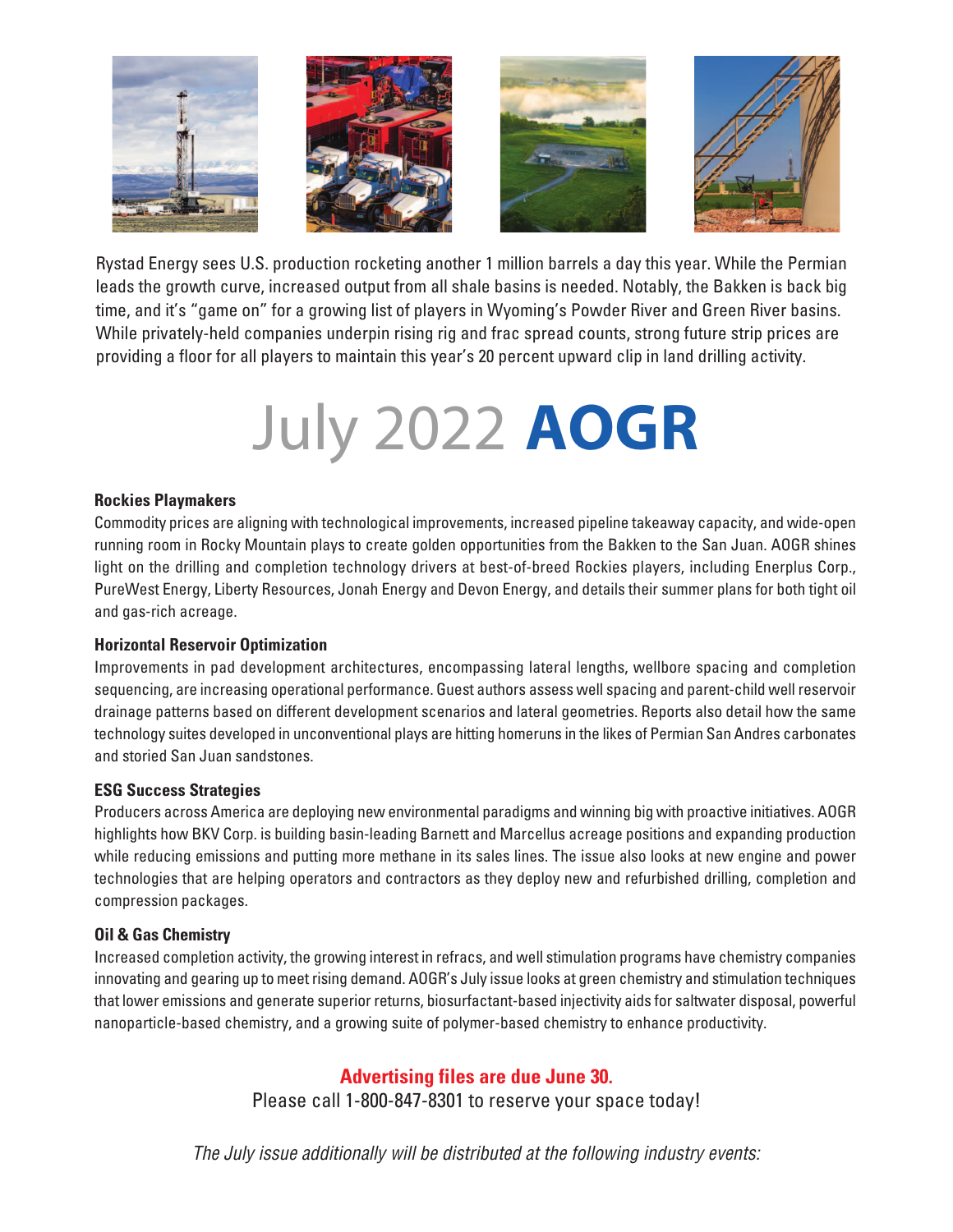Rystad Energy sees U.S. production rocketing another 1 million barrels a day this year. While the Permian leads the growth curve, increased output from all shale basins is needed. Notably, the Bakken is back big time, and it's "game on" for a growing list of players in Wyoming's Powder River and Green River basins. While privately-held companies underpin rising rig and frac spread counts, strong future strip prices are providing a floor for all players to maintain this year's 20 percent upward clip in land drilling activity.

# July 2022 **AOGR**

### Rockies Playmakers

Commodity prices are aligning with technological improvements, increased pipeline takeaway capacity, and wide-open running room in Rocky Mountain plays to create golden opportunities from the Bakken to the San Juan. AOGR shines light on the drilling and completion technology drivers at best-of-breed Rockies players, including Enerplus Corp., PureWest Energy, Liberty Resources, Jonah Energy and Devon Energy, and details their summer plans for both tight oil and gas-rich acreage.

### Horizontal Reservoir Optimization

Improvements in pad development architectures, encompassing lateral lengths, wellbore spacing and completion sequencing, are increasing operational performance. Guest authors assess well spacing and parent-child well reservoir drainage patterns based on different development scenarios and lateral geometries. Reports also detail how the same technology suites developed in unconventional plays are hitting homeruns in the likes of Permian San Andres carbonates and storied San Juan sandstones.

### ESG Success Strategies

Producers across America are deploying new environmental paradigms and winning big with proactive initiatives. AOGR highlights how BKV Corp. is building basin-leading Barnett and Marcellus acreage positions and expanding production while reducing emissions and putting more methane in its sales lines. The issue also looks at new engine and power technologies that are helping operators and contractors as they deploy new and refurbished drilling, completion and compression packages.

### Oil & Gas Chemistry

Increased completion activity, the growing interest in refracs, and well stimulation programs have chemistry companies innovating and gearing up to meet rising demand. AOGR's July issue looks at green chemistry and stimulation techniques that lower emissions and generate superior returns, biosurfactant-based injectivity aids for saltwater disposal, powerful nanoparticle-based chemistry, and a growing suite of polymer-based chemistry to enhance productivity.

**Advertising files are due June 30.**

Please call 1-800-847-8301 to reserve your space today!

*The July issue additionally will be distributed at the following industry events:*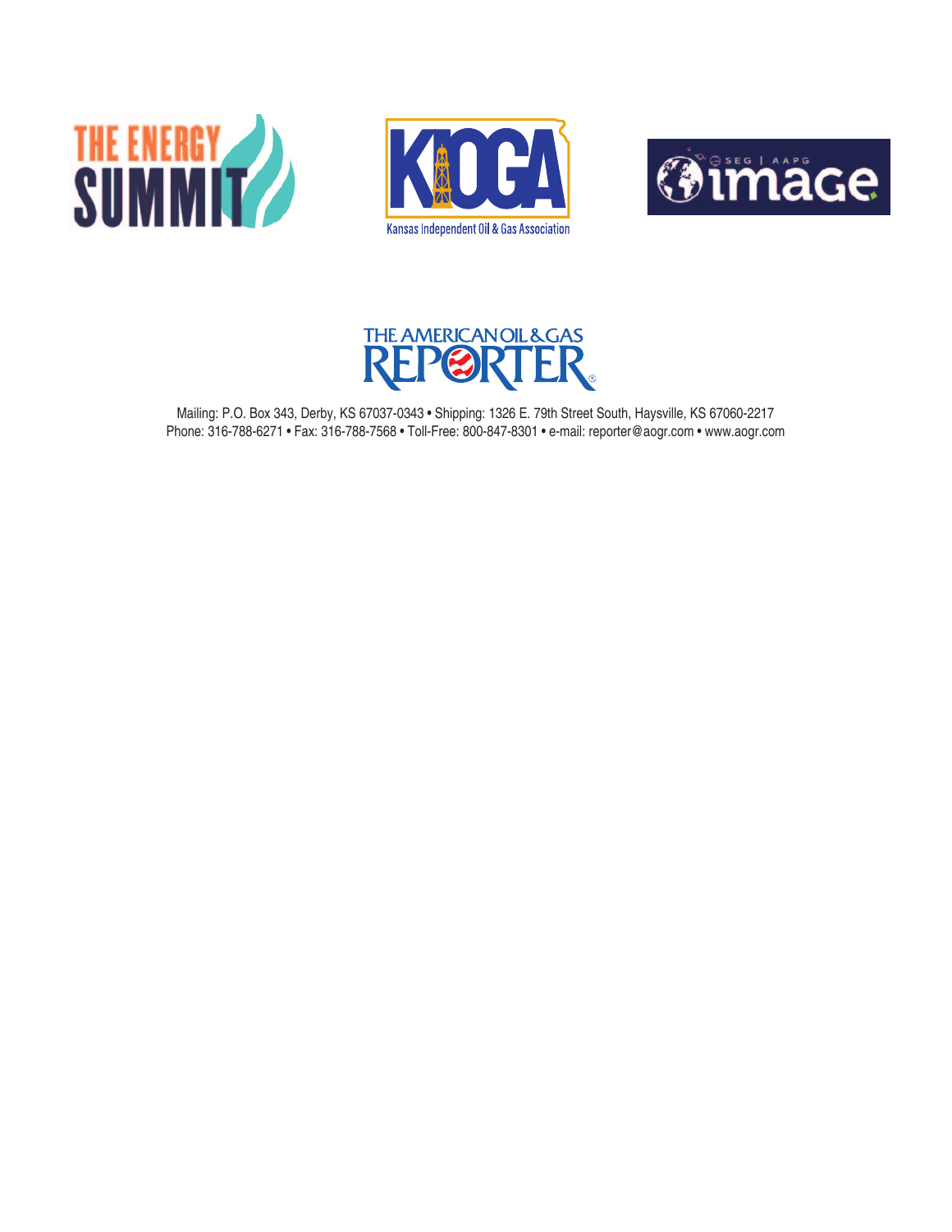Mailing: P.O. Box 343, Derby, KS 67037-0343 • Shipping: 1326 E. 79th Street South, Haysville, KS 67060-2217
Phone: 316-788-6271 • Fax: 316-788-7568 • Toll-Free: 800-847-8301 • e-mail: reporter@aogr.com • www.aogr.com